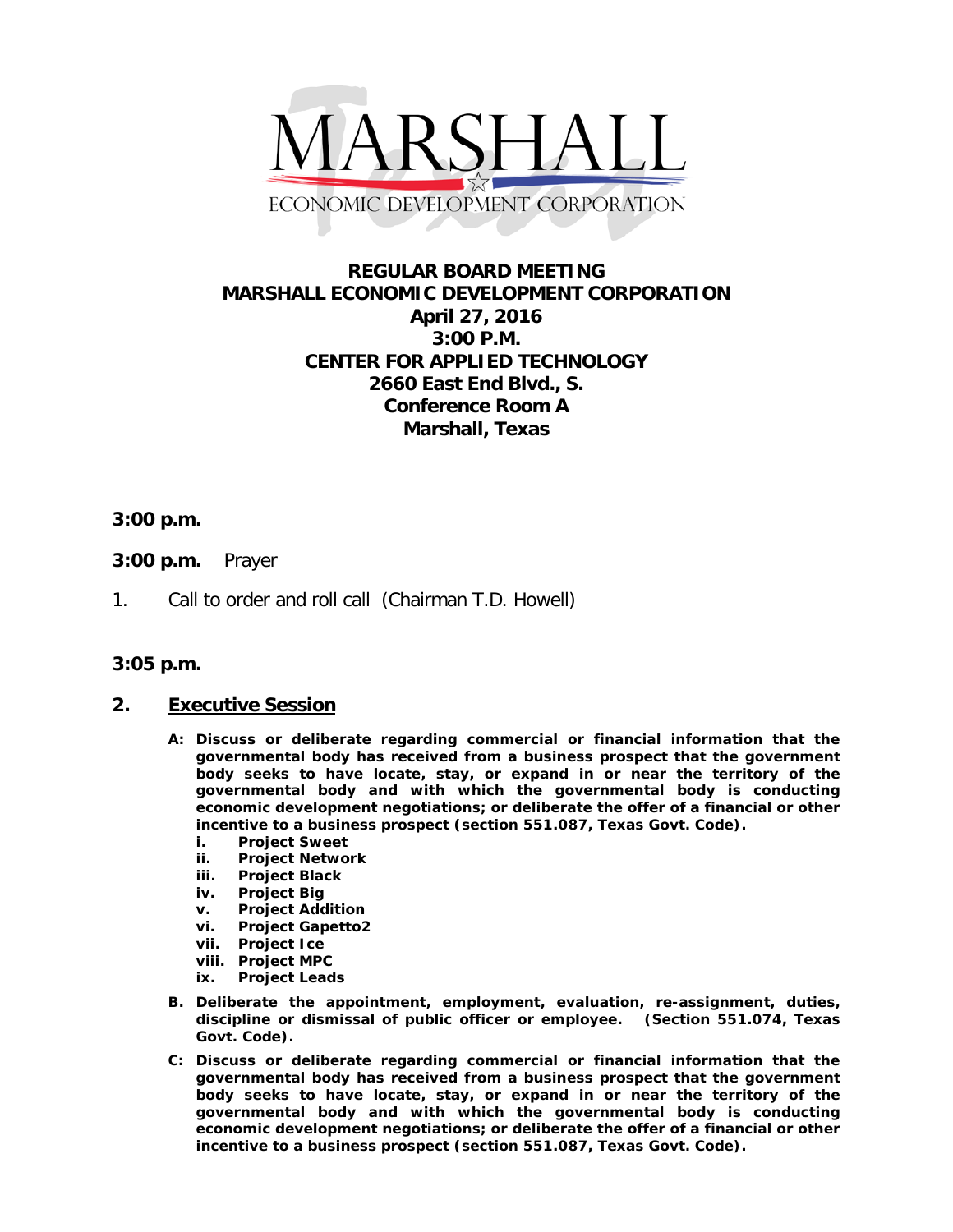MARSHALL
ECONOMIC DEVELOPMENT CORPORATION

# REGULAR BOARD MEETING
# MARSHALL ECONOMIC DEVELOPMENT CORPORATION
# April 27, 2016
# 3:00 P.M.
# CENTER FOR APPLIED TECHNOLOGY
# 2660 East End Blvd., S.
# Conference Room A
# Marshall, Texas

**3:00 p.m.**

**3:00 p.m.** Prayer

1. Call to order and roll call (Chairman T.D. Howell)

**3:05 p.m.**

## 2. Executive Session

**A: Discuss or deliberate regarding commercial or financial information that the governmental body has received from a business prospect that the government body seeks to have locate, stay, or expand in or near the territory of the governmental body and with which the governmental body is conducting economic development negotiations; or deliberate the offer of a financial or other incentive to a business prospect (section 551.087, Texas Govt. Code).**

**i. Project Sweet**
**ii. Project Network**
**iii. Project Black**
**iv. Project Big**
**v. Project Addition**
**vi. Project Gapetto2**
**vii. Project Ice**
**viii. Project MPC**
**ix. Project Leads**

**B. Deliberate the appointment, employment, evaluation, re-assignment, duties, discipline or dismissal of public officer or employee. (Section 551.074, Texas Govt. Code).**

**C: Discuss or deliberate regarding commercial or financial information that the governmental body has received from a business prospect that the government body seeks to have locate, stay, or expand in or near the territory of the governmental body and with which the governmental body is conducting economic development negotiations; or deliberate the offer of a financial or other incentive to a business prospect (section 551.087, Texas Govt. Code).**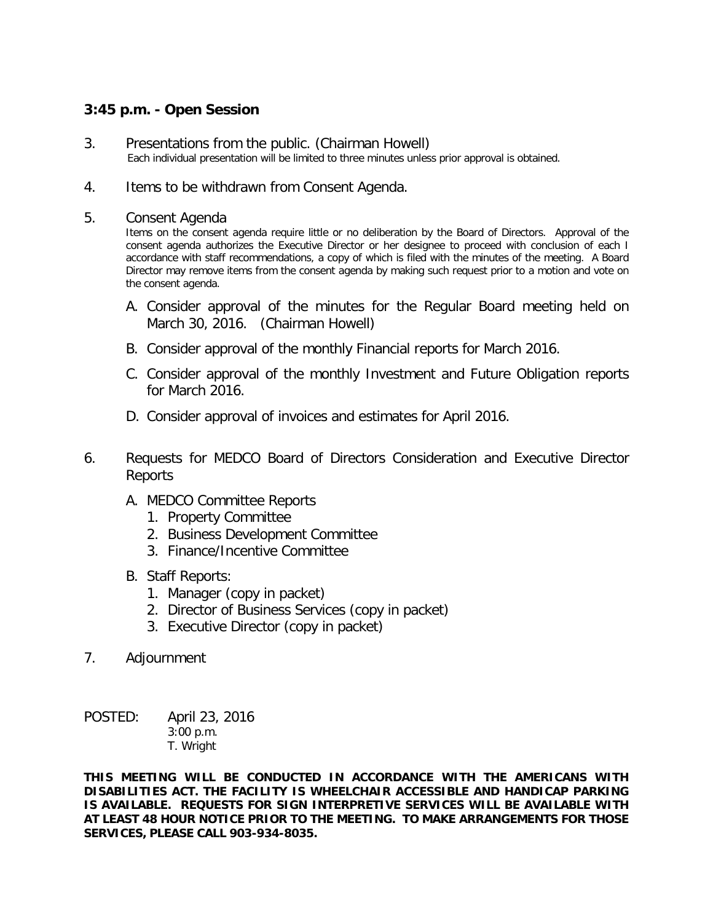**3:45 p.m. - Open Session**

3. Presentations from the public. (Chairman Howell)
   Each individual presentation will be limited to three minutes unless prior approval is obtained.

4. Items to be withdrawn from Consent Agenda.

5. Consent Agenda
   Items on the consent agenda require little or no deliberation by the Board of Directors. Approval of the consent agenda authorizes the Executive Director or her designee to proceed with conclusion of each I accordance with staff recommendations, a copy of which is filed with the minutes of the meeting. A Board Director may remove items from the consent agenda by making such request prior to a motion and vote on the consent agenda.

   A. Consider approval of the minutes for the Regular Board meeting held on March 30, 2016. (Chairman Howell)

   B. Consider approval of the monthly Financial reports for March 2016.

   C. Consider approval of the monthly Investment and Future Obligation reports for March 2016.

   D. Consider approval of invoices and estimates for April 2016.

6. Requests for MEDCO Board of Directors Consideration and Executive Director Reports

   A. MEDCO Committee Reports
      1. Property Committee
      2. Business Development Committee
      3. Finance/Incentive Committee

   B. Staff Reports:
      1. Manager (copy in packet)
      2. Director of Business Services (copy in packet)
      3. Executive Director (copy in packet)

7. Adjournment

POSTED: April 23, 2016
3:00 p.m.
T. Wright

**THIS MEETING WILL BE CONDUCTED IN ACCORDANCE WITH THE AMERICANS WITH DISABILITIES ACT. THE FACILITY IS WHEELCHAIR ACCESSIBLE AND HANDICAP PARKING IS AVAILABLE. REQUESTS FOR SIGN INTERPRETIVE SERVICES WILL BE AVAILABLE WITH AT LEAST 48 HOUR NOTICE PRIOR TO THE MEETING. TO MAKE ARRANGEMENTS FOR THOSE SERVICES, PLEASE CALL 903-934-8035.**